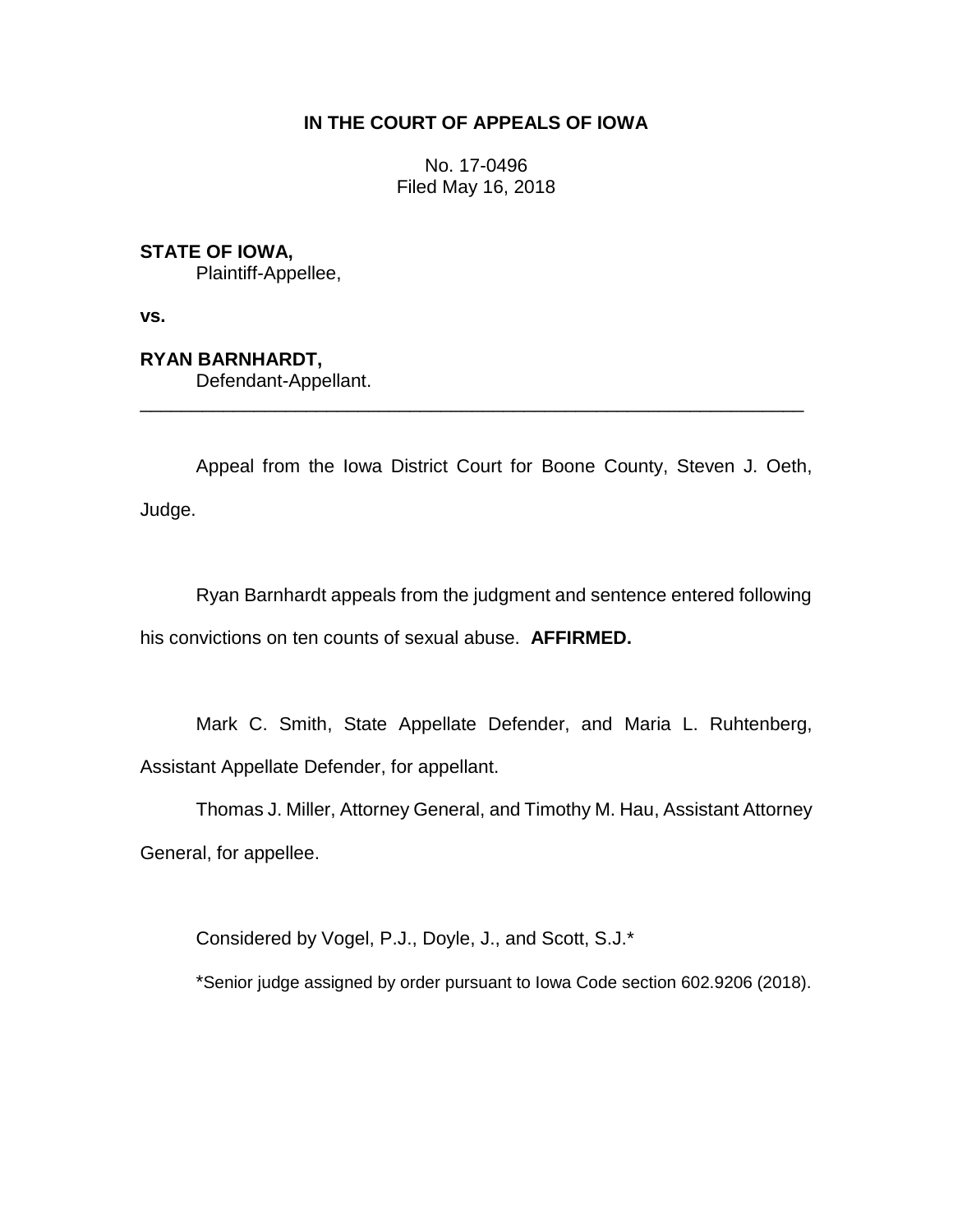# IN THE COURT OF APPEALS OF IOWA

No. 17-0496
Filed May 16, 2018

**STATE OF IOWA,**
Plaintiff-Appellee,

**vs.**

**RYAN BARNHARDT,**
Defendant-Appellant.

---

Appeal from the Iowa District Court for Boone County, Steven J. Oeth, Judge.

Ryan Barnhardt appeals from the judgment and sentence entered following his convictions on ten counts of sexual abuse. **AFFIRMED.**

Mark C. Smith, State Appellate Defender, and Maria L. Ruhtenberg, Assistant Appellate Defender, for appellant.

Thomas J. Miller, Attorney General, and Timothy M. Hau, Assistant Attorney General, for appellee.

Considered by Vogel, P.J., Doyle, J., and Scott, S.J.*

*Senior judge assigned by order pursuant to Iowa Code section 602.9206 (2018).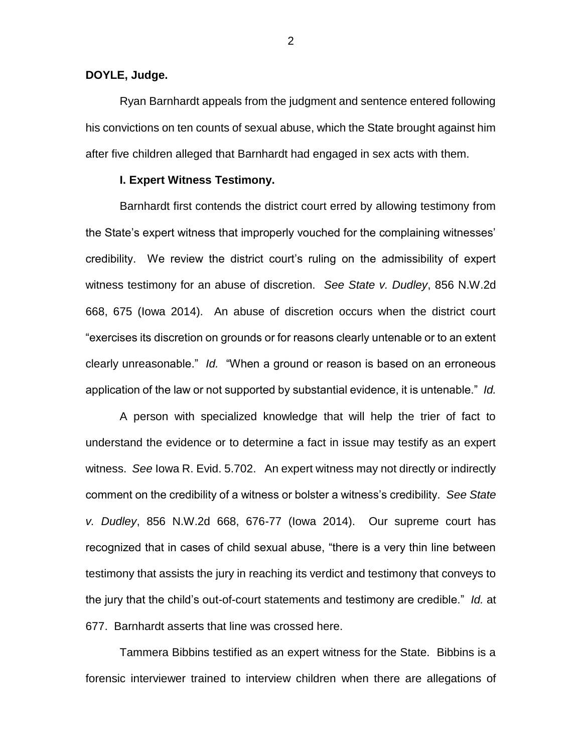**DOYLE, Judge.**

Ryan Barnhardt appeals from the judgment and sentence entered following his convictions on ten counts of sexual abuse, which the State brought against him after five children alleged that Barnhardt had engaged in sex acts with them.

**I. Expert Witness Testimony.**

Barnhardt first contends the district court erred by allowing testimony from the State's expert witness that improperly vouched for the complaining witnesses' credibility. We review the district court's ruling on the admissibility of expert witness testimony for an abuse of discretion. *See State v. Dudley*, 856 N.W.2d 668, 675 (Iowa 2014). An abuse of discretion occurs when the district court "exercises its discretion on grounds or for reasons clearly untenable or to an extent clearly unreasonable." *Id.* "When a ground or reason is based on an erroneous application of the law or not supported by substantial evidence, it is untenable." *Id.*

A person with specialized knowledge that will help the trier of fact to understand the evidence or to determine a fact in issue may testify as an expert witness. *See* Iowa R. Evid. 5.702. An expert witness may not directly or indirectly comment on the credibility of a witness or bolster a witness's credibility. *See State v. Dudley*, 856 N.W.2d 668, 676-77 (Iowa 2014). Our supreme court has recognized that in cases of child sexual abuse, "there is a very thin line between testimony that assists the jury in reaching its verdict and testimony that conveys to the jury that the child's out-of-court statements and testimony are credible." *Id.* at 677. Barnhardt asserts that line was crossed here.

Tammera Bibbins testified as an expert witness for the State. Bibbins is a forensic interviewer trained to interview children when there are allegations of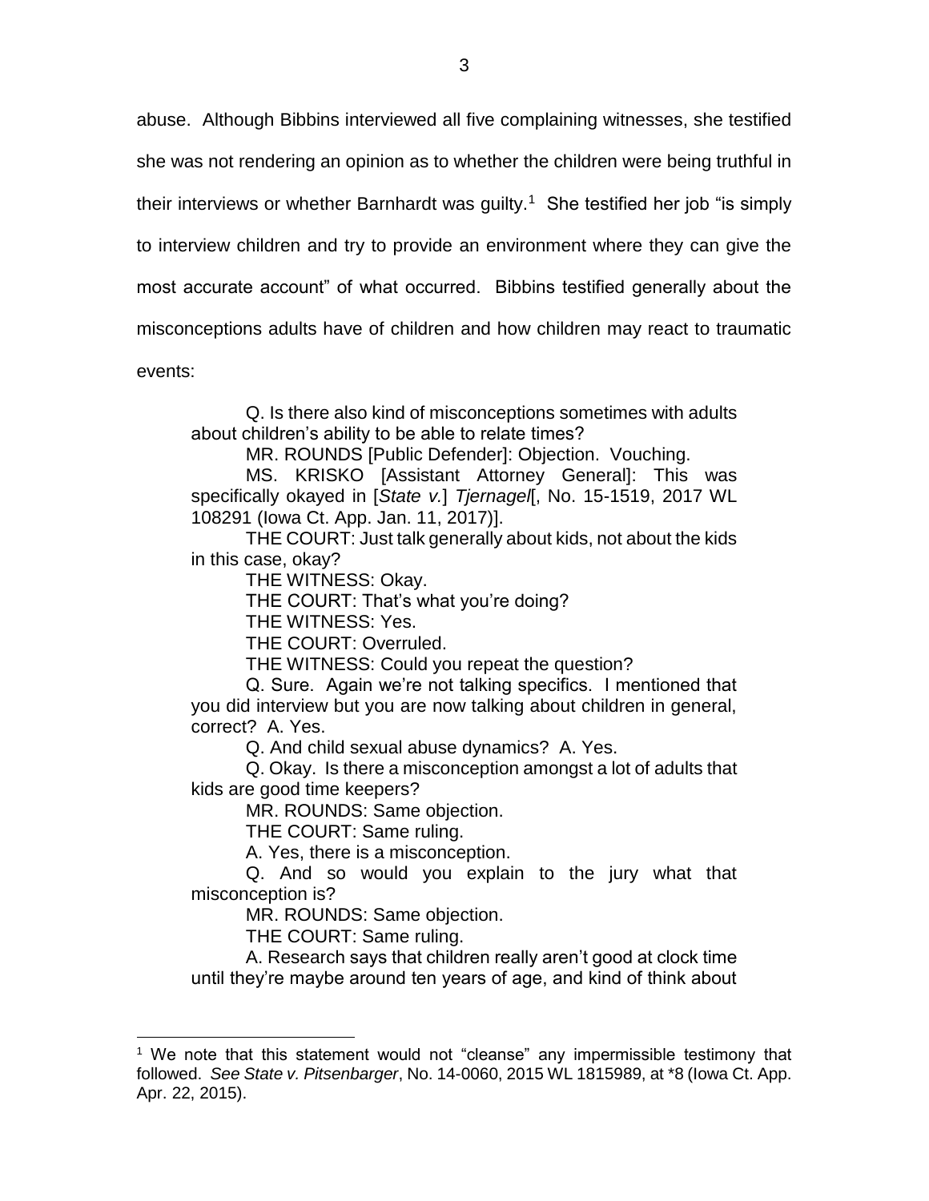abuse. Although Bibbins interviewed all five complaining witnesses, she testified she was not rendering an opinion as to whether the children were being truthful in their interviews or whether Barnhardt was guilty.[1] She testified her job "is simply to interview children and try to provide an environment where they can give the most accurate account" of what occurred. Bibbins testified generally about the misconceptions adults have of children and how children may react to traumatic events:

> Q. Is there also kind of misconceptions sometimes with adults about children's ability to be able to relate times?
>
> MR. ROUNDS [Public Defender]: Objection. Vouching.
>
> MS. KRISKO [Assistant Attorney General]: This was specifically okayed in [*State v.*] *Tjernagel*[, No. 15-1519, 2017 WL 108291 (Iowa Ct. App. Jan. 11, 2017)].
>
> THE COURT: Just talk generally about kids, not about the kids in this case, okay?
>
> THE WITNESS: Okay.
>
> THE COURT: That's what you're doing?
>
> THE WITNESS: Yes.
>
> THE COURT: Overruled.
>
> THE WITNESS: Could you repeat the question?
>
> Q. Sure. Again we're not talking specifics. I mentioned that you did interview but you are now talking about children in general, correct? A. Yes.
>
> Q. And child sexual abuse dynamics? A. Yes.
>
> Q. Okay. Is there a misconception amongst a lot of adults that kids are good time keepers?
>
> MR. ROUNDS: Same objection.
>
> THE COURT: Same ruling.
>
> A. Yes, there is a misconception.
>
> Q. And so would you explain to the jury what that misconception is?
>
> MR. ROUNDS: Same objection.
>
> THE COURT: Same ruling.
>
> A. Research says that children really aren't good at clock time until they're maybe around ten years of age, and kind of think about

---

[1] We note that this statement would not "cleanse" any impermissible testimony that followed. *See State v. Pitsenbarger*, No. 14-0060, 2015 WL 1815989, at *8 (Iowa Ct. App. Apr. 22, 2015).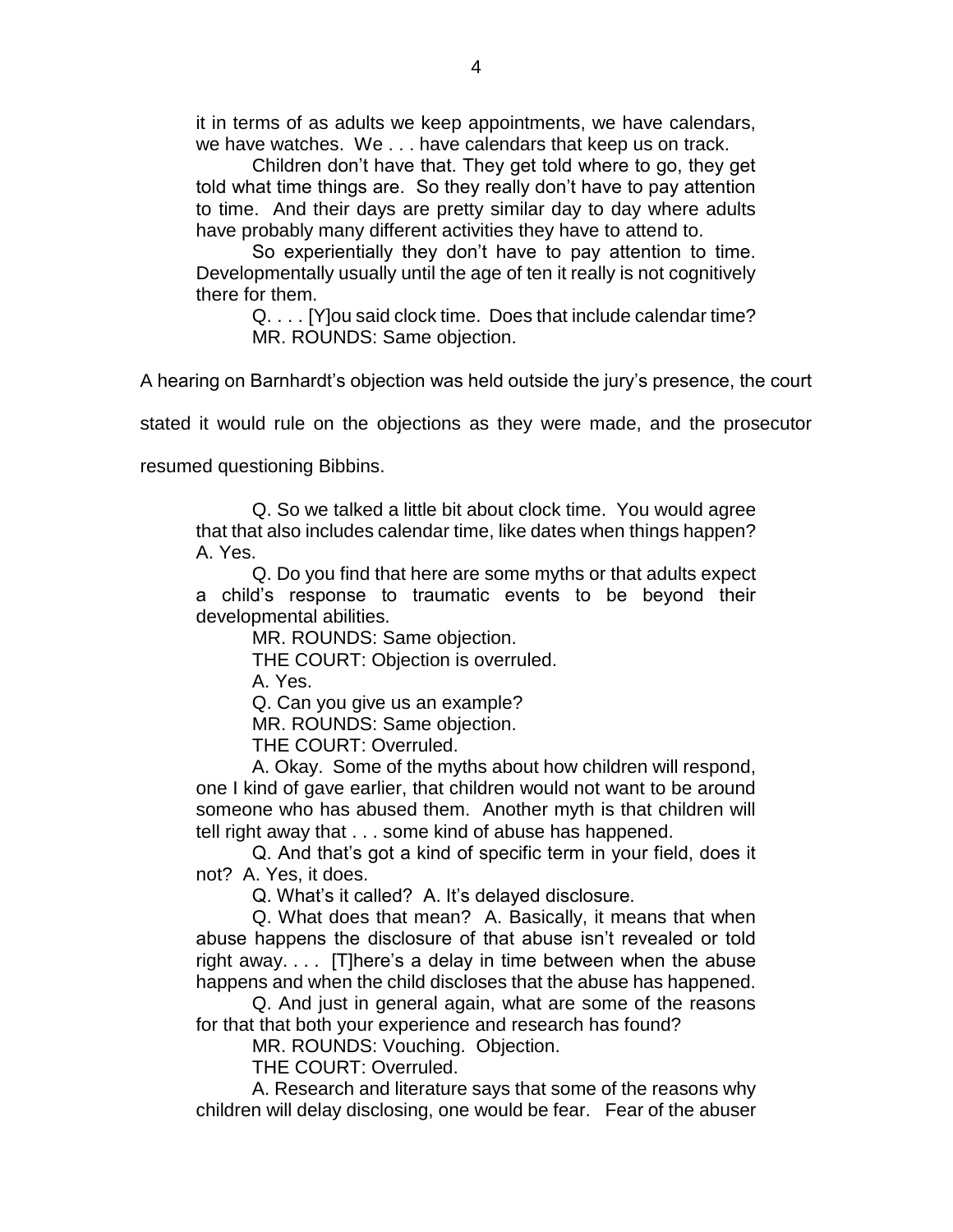it in terms of as adults we keep appointments, we have calendars, we have watches. We . . . have calendars that keep us on track.

Children don't have that. They get told where to go, they get told what time things are. So they really don't have to pay attention to time. And their days are pretty similar day to day where adults have probably many different activities they have to attend to.

So experientially they don't have to pay attention to time. Developmentally usually until the age of ten it really is not cognitively there for them.

Q. . . . [Y]ou said clock time. Does that include calendar time?
MR. ROUNDS: Same objection.

A hearing on Barnhardt's objection was held outside the jury's presence, the court stated it would rule on the objections as they were made, and the prosecutor resumed questioning Bibbins.

Q. So we talked a little bit about clock time. You would agree that that also includes calendar time, like dates when things happen? A. Yes.

Q. Do you find that here are some myths or that adults expect a child's response to traumatic events to be beyond their developmental abilities.

MR. ROUNDS: Same objection.

THE COURT: Objection is overruled.

A. Yes.

Q. Can you give us an example?

MR. ROUNDS: Same objection.

THE COURT: Overruled.

A. Okay. Some of the myths about how children will respond, one I kind of gave earlier, that children would not want to be around someone who has abused them. Another myth is that children will tell right away that . . . some kind of abuse has happened.

Q. And that's got a kind of specific term in your field, does it not? A. Yes, it does.

Q. What's it called? A. It's delayed disclosure.

Q. What does that mean? A. Basically, it means that when abuse happens the disclosure of that abuse isn't revealed or told right away. . . . [T]here's a delay in time between when the abuse happens and when the child discloses that the abuse has happened.

Q. And just in general again, what are some of the reasons for that that both your experience and research has found?

MR. ROUNDS: Vouching. Objection.

THE COURT: Overruled.

A. Research and literature says that some of the reasons why children will delay disclosing, one would be fear. Fear of the abuser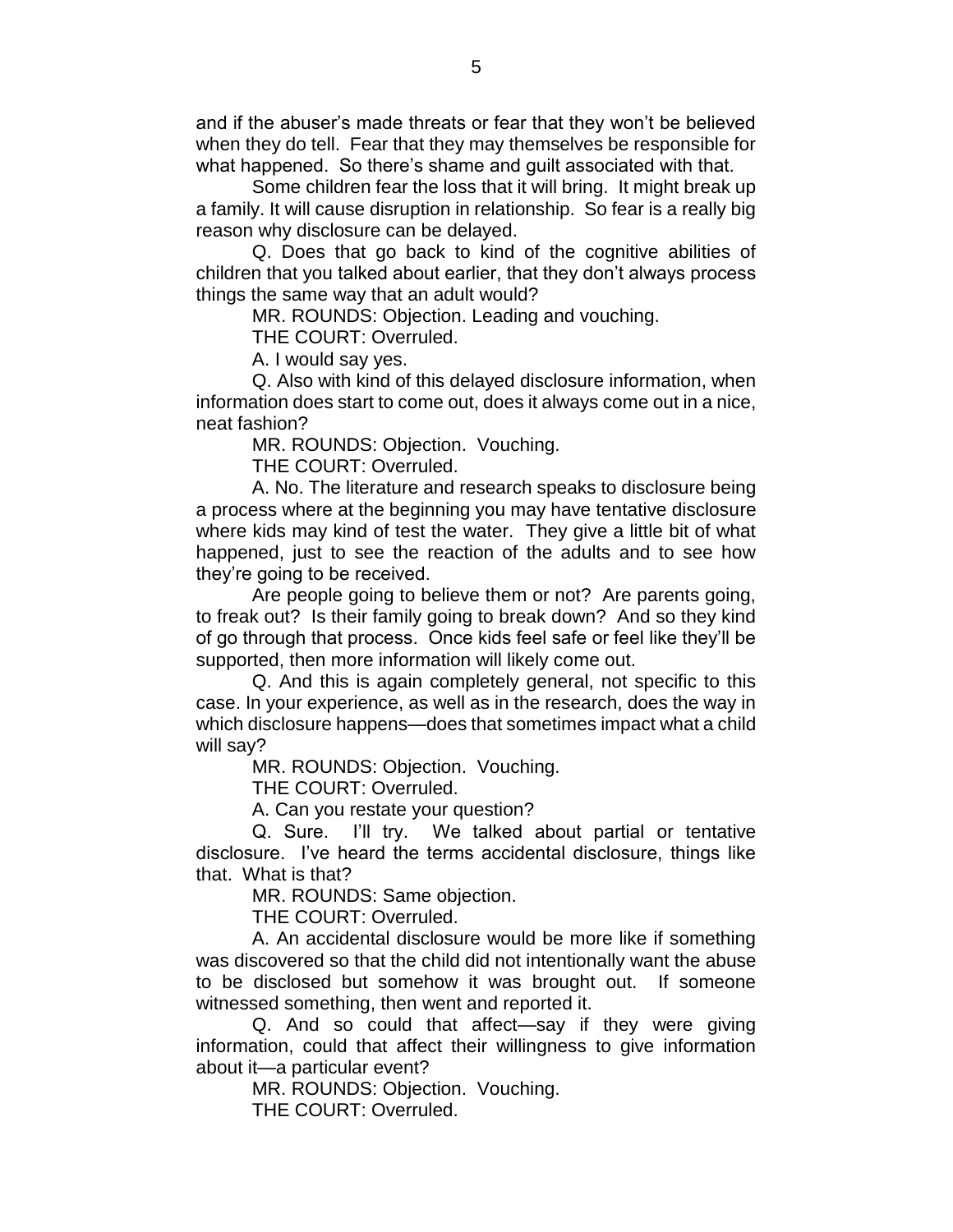and if the abuser's made threats or fear that they won't be believed when they do tell. Fear that they may themselves be responsible for what happened. So there's shame and guilt associated with that.

Some children fear the loss that it will bring. It might break up a family. It will cause disruption in relationship. So fear is a really big reason why disclosure can be delayed.

Q. Does that go back to kind of the cognitive abilities of children that you talked about earlier, that they don't always process things the same way that an adult would?

MR. ROUNDS: Objection. Leading and vouching.

THE COURT: Overruled.

A. I would say yes.

Q. Also with kind of this delayed disclosure information, when information does start to come out, does it always come out in a nice, neat fashion?

MR. ROUNDS: Objection. Vouching.

THE COURT: Overruled.

A. No. The literature and research speaks to disclosure being a process where at the beginning you may have tentative disclosure where kids may kind of test the water. They give a little bit of what happened, just to see the reaction of the adults and to see how they're going to be received.

Are people going to believe them or not? Are parents going, to freak out? Is their family going to break down? And so they kind of go through that process. Once kids feel safe or feel like they'll be supported, then more information will likely come out.

Q. And this is again completely general, not specific to this case. In your experience, as well as in the research, does the way in which disclosure happens—does that sometimes impact what a child will say?

MR. ROUNDS: Objection. Vouching.

THE COURT: Overruled.

A. Can you restate your question?

Q. Sure. I'll try. We talked about partial or tentative disclosure. I've heard the terms accidental disclosure, things like that. What is that?

MR. ROUNDS: Same objection.

THE COURT: Overruled.

A. An accidental disclosure would be more like if something was discovered so that the child did not intentionally want the abuse to be disclosed but somehow it was brought out. If someone witnessed something, then went and reported it.

Q. And so could that affect—say if they were giving information, could that affect their willingness to give information about it—a particular event?

MR. ROUNDS: Objection. Vouching.

THE COURT: Overruled.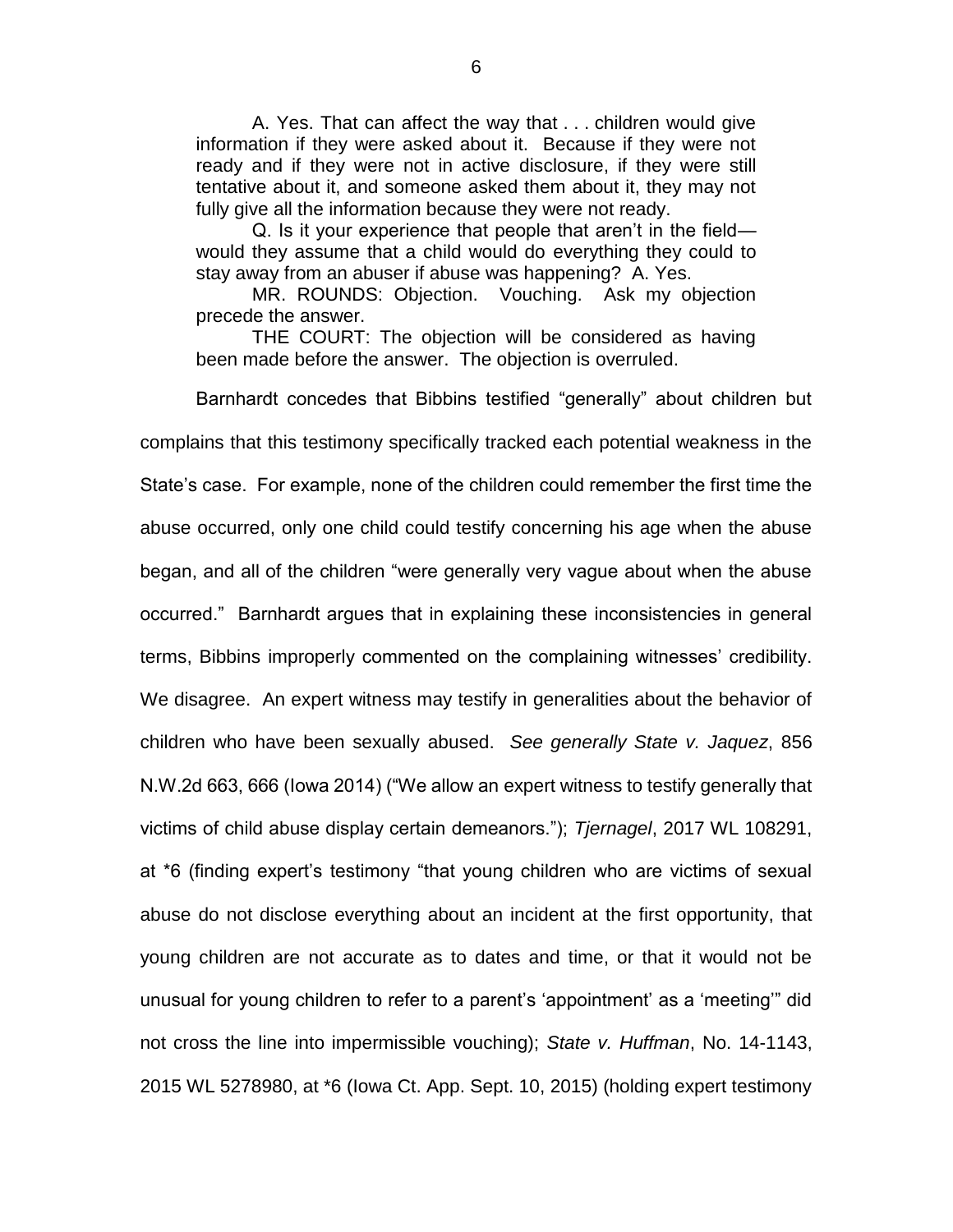A. Yes. That can affect the way that . . . children would give information if they were asked about it. Because if they were not ready and if they were not in active disclosure, if they were still tentative about it, and someone asked them about it, they may not fully give all the information because they were not ready.

Q. Is it your experience that people that aren't in the field—would they assume that a child would do everything they could to stay away from an abuser if abuse was happening? A. Yes.

MR. ROUNDS: Objection. Vouching. Ask my objection precede the answer.

THE COURT: The objection will be considered as having been made before the answer. The objection is overruled.

Barnhardt concedes that Bibbins testified "generally" about children but complains that this testimony specifically tracked each potential weakness in the State's case. For example, none of the children could remember the first time the abuse occurred, only one child could testify concerning his age when the abuse began, and all of the children "were generally very vague about when the abuse occurred." Barnhardt argues that in explaining these inconsistencies in general terms, Bibbins improperly commented on the complaining witnesses' credibility. We disagree. An expert witness may testify in generalities about the behavior of children who have been sexually abused. *See generally State v. Jaquez*, 856 N.W.2d 663, 666 (Iowa 2014) ("We allow an expert witness to testify generally that victims of child abuse display certain demeanors."); *Tjernagel*, 2017 WL 108291, at *6 (finding expert's testimony "that young children who are victims of sexual abuse do not disclose everything about an incident at the first opportunity, that young children are not accurate as to dates and time, or that it would not be unusual for young children to refer to a parent's 'appointment' as a 'meeting'" did not cross the line into impermissible vouching); *State v. Huffman*, No. 14-1143, 2015 WL 5278980, at *6 (Iowa Ct. App. Sept. 10, 2015) (holding expert testimony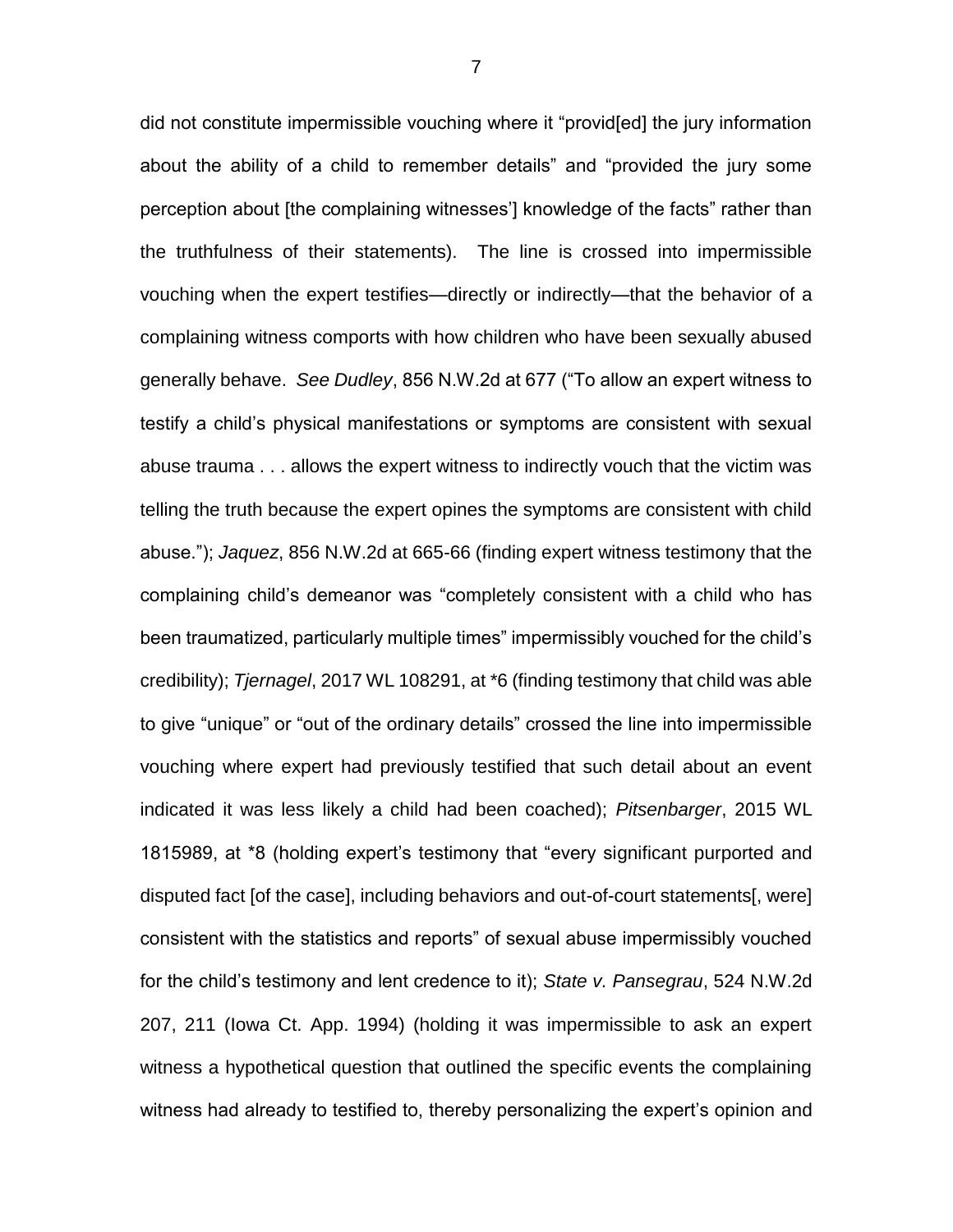did not constitute impermissible vouching where it "provid[ed] the jury information about the ability of a child to remember details" and "provided the jury some perception about [the complaining witnesses'] knowledge of the facts" rather than the truthfulness of their statements). The line is crossed into impermissible vouching when the expert testifies—directly or indirectly—that the behavior of a complaining witness comports with how children who have been sexually abused generally behave. *See Dudley*, 856 N.W.2d at 677 ("To allow an expert witness to testify a child's physical manifestations or symptoms are consistent with sexual abuse trauma . . . allows the expert witness to indirectly vouch that the victim was telling the truth because the expert opines the symptoms are consistent with child abuse."); *Jaquez*, 856 N.W.2d at 665-66 (finding expert witness testimony that the complaining child's demeanor was "completely consistent with a child who has been traumatized, particularly multiple times" impermissibly vouched for the child's credibility); *Tjernagel*, 2017 WL 108291, at *6 (finding testimony that child was able to give "unique" or "out of the ordinary details" crossed the line into impermissible vouching where expert had previously testified that such detail about an event indicated it was less likely a child had been coached); *Pitsenbarger*, 2015 WL 1815989, at *8 (holding expert's testimony that "every significant purported and disputed fact [of the case], including behaviors and out-of-court statements[, were] consistent with the statistics and reports" of sexual abuse impermissibly vouched for the child's testimony and lent credence to it); *State v. Pansegrau*, 524 N.W.2d 207, 211 (Iowa Ct. App. 1994) (holding it was impermissible to ask an expert witness a hypothetical question that outlined the specific events the complaining witness had already to testified to, thereby personalizing the expert's opinion and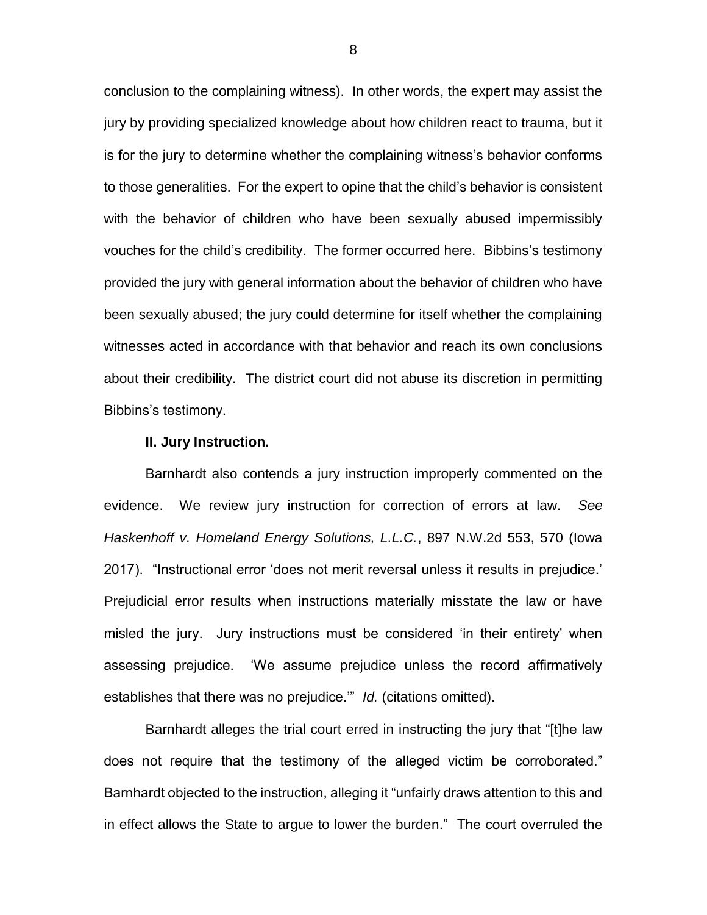conclusion to the complaining witness). In other words, the expert may assist the jury by providing specialized knowledge about how children react to trauma, but it is for the jury to determine whether the complaining witness's behavior conforms to those generalities. For the expert to opine that the child's behavior is consistent with the behavior of children who have been sexually abused impermissibly vouches for the child's credibility. The former occurred here. Bibbins's testimony provided the jury with general information about the behavior of children who have been sexually abused; the jury could determine for itself whether the complaining witnesses acted in accordance with that behavior and reach its own conclusions about their credibility. The district court did not abuse its discretion in permitting Bibbins's testimony.

**II. Jury Instruction.**

Barnhardt also contends a jury instruction improperly commented on the evidence. We review jury instruction for correction of errors at law. *See Haskenhoff v. Homeland Energy Solutions, L.L.C.*, 897 N.W.2d 553, 570 (Iowa 2017). "Instructional error 'does not merit reversal unless it results in prejudice.' Prejudicial error results when instructions materially misstate the law or have misled the jury. Jury instructions must be considered 'in their entirety' when assessing prejudice. 'We assume prejudice unless the record affirmatively establishes that there was no prejudice.'" *Id.* (citations omitted).

Barnhardt alleges the trial court erred in instructing the jury that "[t]he law does not require that the testimony of the alleged victim be corroborated." Barnhardt objected to the instruction, alleging it "unfairly draws attention to this and in effect allows the State to argue to lower the burden." The court overruled the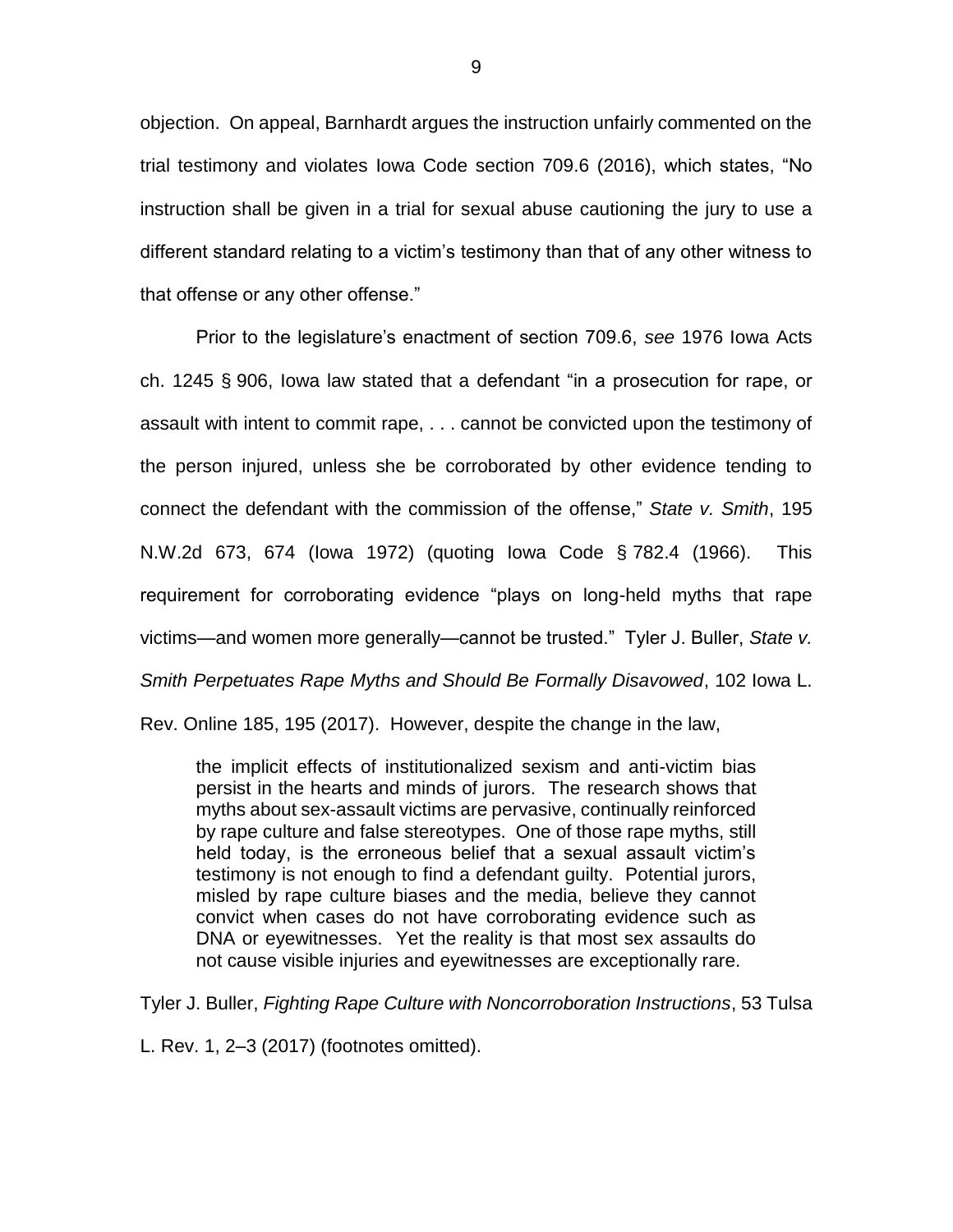objection. On appeal, Barnhardt argues the instruction unfairly commented on the trial testimony and violates Iowa Code section 709.6 (2016), which states, "No instruction shall be given in a trial for sexual abuse cautioning the jury to use a different standard relating to a victim's testimony than that of any other witness to that offense or any other offense."

Prior to the legislature's enactment of section 709.6, *see* 1976 Iowa Acts ch. 1245 § 906, Iowa law stated that a defendant "in a prosecution for rape, or assault with intent to commit rape, . . . cannot be convicted upon the testimony of the person injured, unless she be corroborated by other evidence tending to connect the defendant with the commission of the offense," *State v. Smith*, 195 N.W.2d 673, 674 (Iowa 1972) (quoting Iowa Code § 782.4 (1966). This requirement for corroborating evidence "plays on long-held myths that rape victims—and women more generally—cannot be trusted." Tyler J. Buller, *State v. Smith Perpetuates Rape Myths and Should Be Formally Disavowed*, 102 Iowa L. Rev. Online 185, 195 (2017). However, despite the change in the law,

> the implicit effects of institutionalized sexism and anti-victim bias persist in the hearts and minds of jurors. The research shows that myths about sex-assault victims are pervasive, continually reinforced by rape culture and false stereotypes. One of those rape myths, still held today, is the erroneous belief that a sexual assault victim's testimony is not enough to find a defendant guilty. Potential jurors, misled by rape culture biases and the media, believe they cannot convict when cases do not have corroborating evidence such as DNA or eyewitnesses. Yet the reality is that most sex assaults do not cause visible injuries and eyewitnesses are exceptionally rare.

Tyler J. Buller, *Fighting Rape Culture with Noncorroboration Instructions*, 53 Tulsa L. Rev. 1, 2–3 (2017) (footnotes omitted).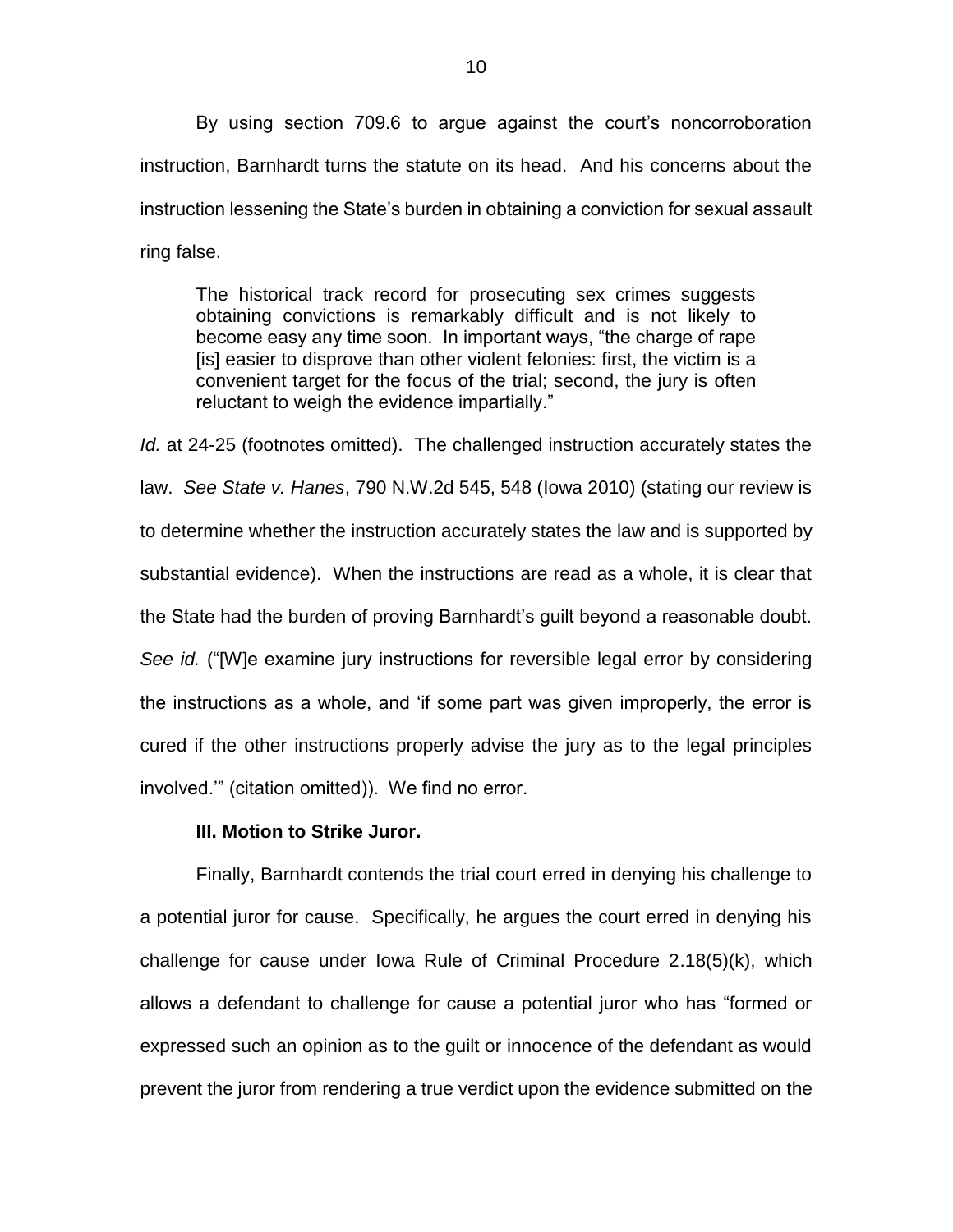By using section 709.6 to argue against the court's noncorroboration instruction, Barnhardt turns the statute on its head. And his concerns about the instruction lessening the State's burden in obtaining a conviction for sexual assault ring false.

> The historical track record for prosecuting sex crimes suggests obtaining convictions is remarkably difficult and is not likely to become easy any time soon. In important ways, "the charge of rape [is] easier to disprove than other violent felonies: first, the victim is a convenient target for the focus of the trial; second, the jury is often reluctant to weigh the evidence impartially."

*Id.* at 24-25 (footnotes omitted). The challenged instruction accurately states the law. *See State v. Hanes*, 790 N.W.2d 545, 548 (Iowa 2010) (stating our review is to determine whether the instruction accurately states the law and is supported by substantial evidence). When the instructions are read as a whole, it is clear that the State had the burden of proving Barnhardt's guilt beyond a reasonable doubt. *See id.* ("[W]e examine jury instructions for reversible legal error by considering the instructions as a whole, and 'if some part was given improperly, the error is cured if the other instructions properly advise the jury as to the legal principles involved.'" (citation omitted)). We find no error.

### III. Motion to Strike Juror.

Finally, Barnhardt contends the trial court erred in denying his challenge to a potential juror for cause. Specifically, he argues the court erred in denying his challenge for cause under Iowa Rule of Criminal Procedure 2.18(5)(k), which allows a defendant to challenge for cause a potential juror who has "formed or expressed such an opinion as to the guilt or innocence of the defendant as would prevent the juror from rendering a true verdict upon the evidence submitted on the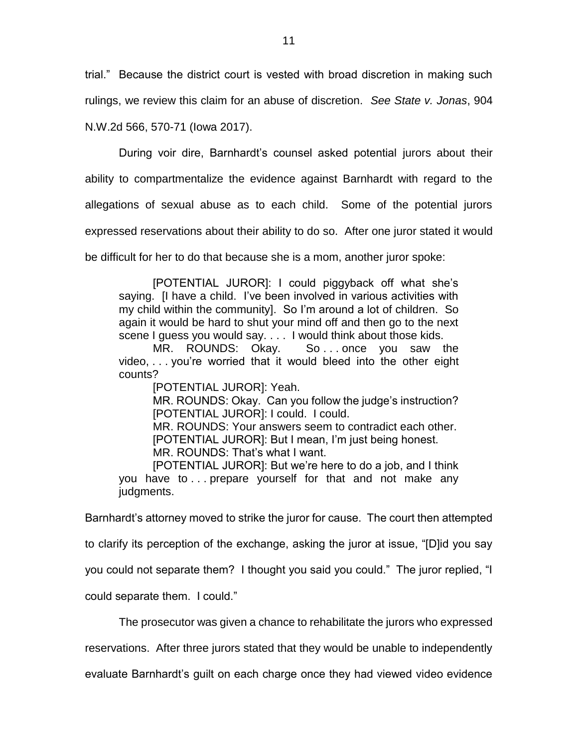trial." Because the district court is vested with broad discretion in making such rulings, we review this claim for an abuse of discretion. *See State v. Jonas*, 904 N.W.2d 566, 570-71 (Iowa 2017).

During voir dire, Barnhardt's counsel asked potential jurors about their ability to compartmentalize the evidence against Barnhardt with regard to the allegations of sexual abuse as to each child. Some of the potential jurors expressed reservations about their ability to do so. After one juror stated it would be difficult for her to do that because she is a mom, another juror spoke:

> [POTENTIAL JUROR]: I could piggyback off what she's saying. [I have a child. I've been involved in various activities with my child within the community]. So I'm around a lot of children. So again it would be hard to shut your mind off and then go to the next scene I guess you would say. . . . I would think about those kids.
>
> MR. ROUNDS: Okay. So . . . once you saw the video, . . . you're worried that it would bleed into the other eight counts?
>
> [POTENTIAL JUROR]: Yeah.
>
> MR. ROUNDS: Okay. Can you follow the judge's instruction?
>
> [POTENTIAL JUROR]: I could. I could.
>
> MR. ROUNDS: Your answers seem to contradict each other.
>
> [POTENTIAL JUROR]: But I mean, I'm just being honest.
>
> MR. ROUNDS: That's what I want.
>
> [POTENTIAL JUROR]: But we're here to do a job, and I think you have to . . . prepare yourself for that and not make any judgments.

Barnhardt's attorney moved to strike the juror for cause. The court then attempted to clarify its perception of the exchange, asking the juror at issue, "[D]id you say you could not separate them? I thought you said you could." The juror replied, "I could separate them. I could."

The prosecutor was given a chance to rehabilitate the jurors who expressed reservations. After three jurors stated that they would be unable to independently evaluate Barnhardt's guilt on each charge once they had viewed video evidence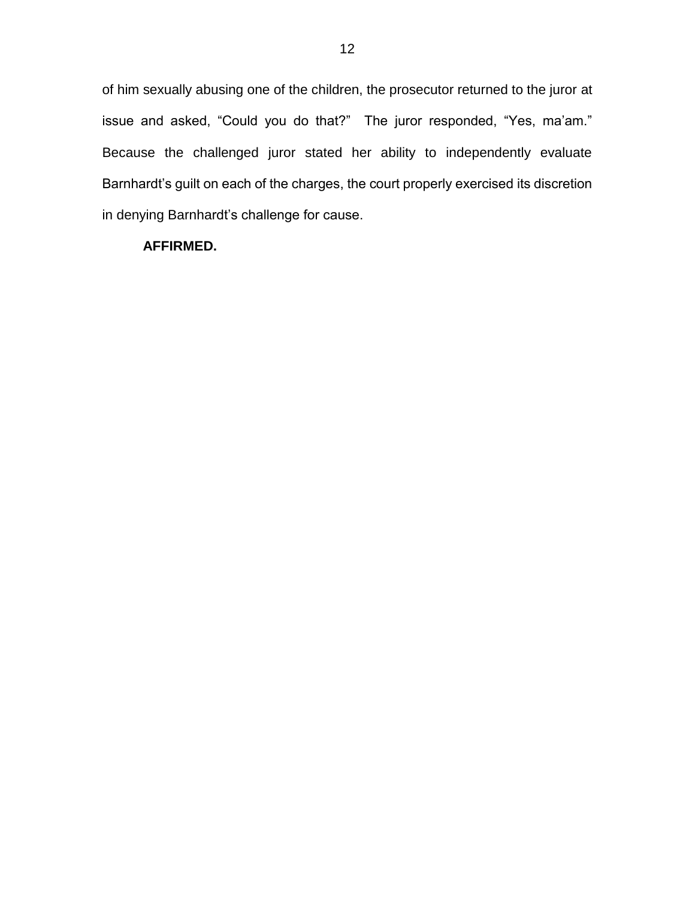of him sexually abusing one of the children, the prosecutor returned to the juror at issue and asked, "Could you do that?" The juror responded, "Yes, ma'am." Because the challenged juror stated her ability to independently evaluate Barnhardt's guilt on each of the charges, the court properly exercised its discretion in denying Barnhardt's challenge for cause.

**AFFIRMED.**